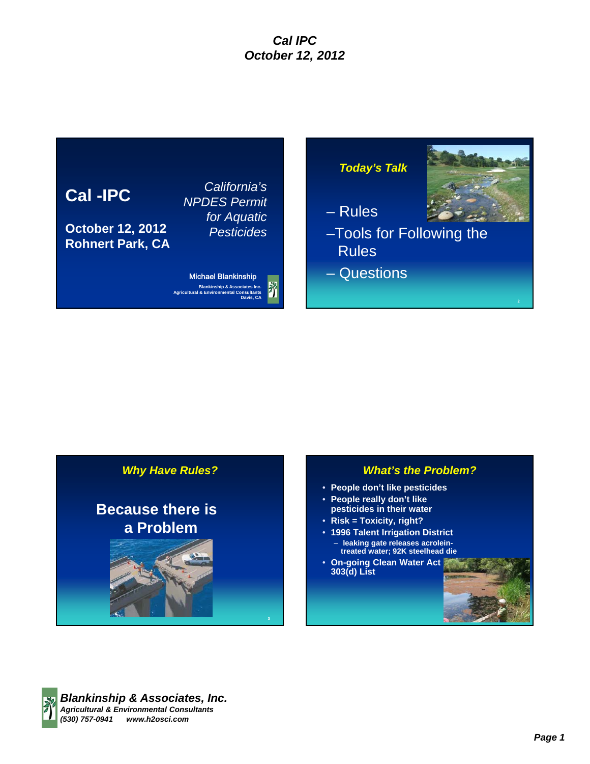## Cal -IPC

**October 12, 2012**
**Rohnert Park, CA**

*California's NPDES Permit for Aquatic Pesticides*

Michael Blankinship

Blankinship & Associates Inc.
Agricultural & Environmental Consultants
Davis, CA

---

### *Today's Talk*

- Rules
- Tools for Following the Rules
- Questions

---

### *Why Have Rules?*

**Because there is a Problem**

---

### *What's the Problem?*

- **People don't like pesticides**
- **People really don't like pesticides in their water**
- **Risk = Toxicity, right?**
- **1996 Talent Irrigation District**
  - **leaking gate releases acrolein-treated water; 92K steelhead die**
- **On-going Clean Water Act 303(d) List**

---

***Blankinship & Associates, Inc.***
***Agricultural & Environmental Consultants***
***(530) 757-0941 www.h2osci.com***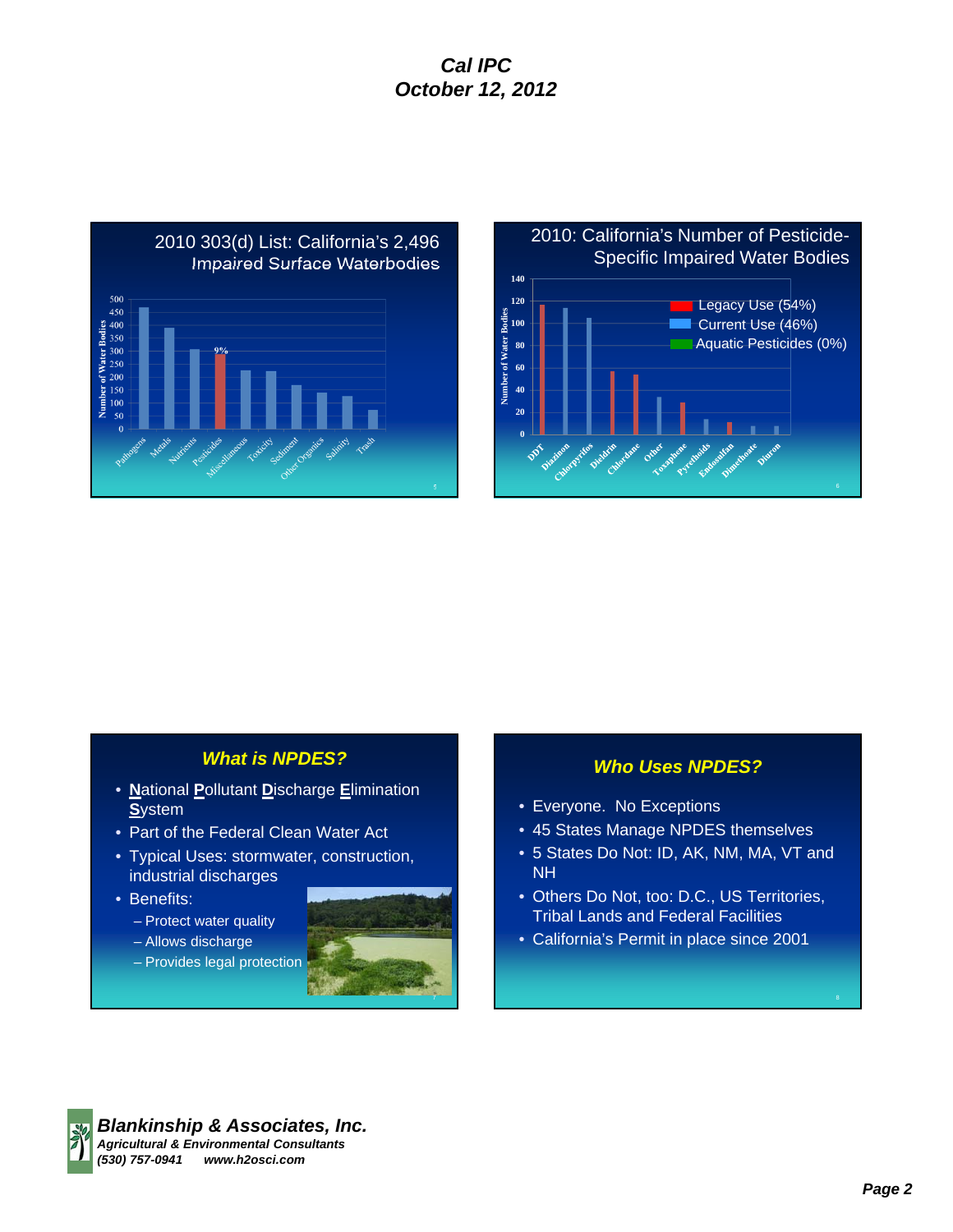## 2010 303(d) List: California's 2,496 Impaired Surface Waterbodies

| Category | Number of Water Bodies |
|---|---|
| Pathogens | ~470 |
| Metals | ~390 |
| Nutrients | ~305 |
| Pesticides | ~290 (9%) |
| Miscellaneous | ~225 |
| Toxicity | ~220 |
| Sediment | ~170 |
| Other Organics | ~140 |
| Salinity | ~125 |
| Trash | ~75 |

## 2010: California's Number of Pesticide-Specific Impaired Water Bodies

Legacy Use (54%)
Current Use (46%)
Aquatic Pesticides (0%)

| Pesticide | Number of Water Bodies |
|---|---|
| DDT | ~116 |
| Diazinon | ~113 |
| Chlorpyrifos | ~104 |
| Dieldrin | ~56 |
| Chlordane | ~54 |
| Other | ~33 |
| Toxaphene | ~28 |
| Pyrethoids | ~13 |
| Endosulfan | ~10 |
| Dimethoate | ~7 |
| Diuron | ~7 |

## *What is NPDES?*

- **N**ational **P**ollutant **D**ischarge **E**limination **S**ystem
- Part of the Federal Clean Water Act
- Typical Uses: stormwater, construction, industrial discharges
- Benefits:
  - Protect water quality
  - Allows discharge
  - Provides legal protection

## *Who Uses NPDES?*

- Everyone. No Exceptions
- 45 States Manage NPDES themselves
- 5 States Do Not: ID, AK, NM, MA, VT and NH
- Others Do Not, too: D.C., US Territories, Tribal Lands and Federal Facilities
- California's Permit in place since 2001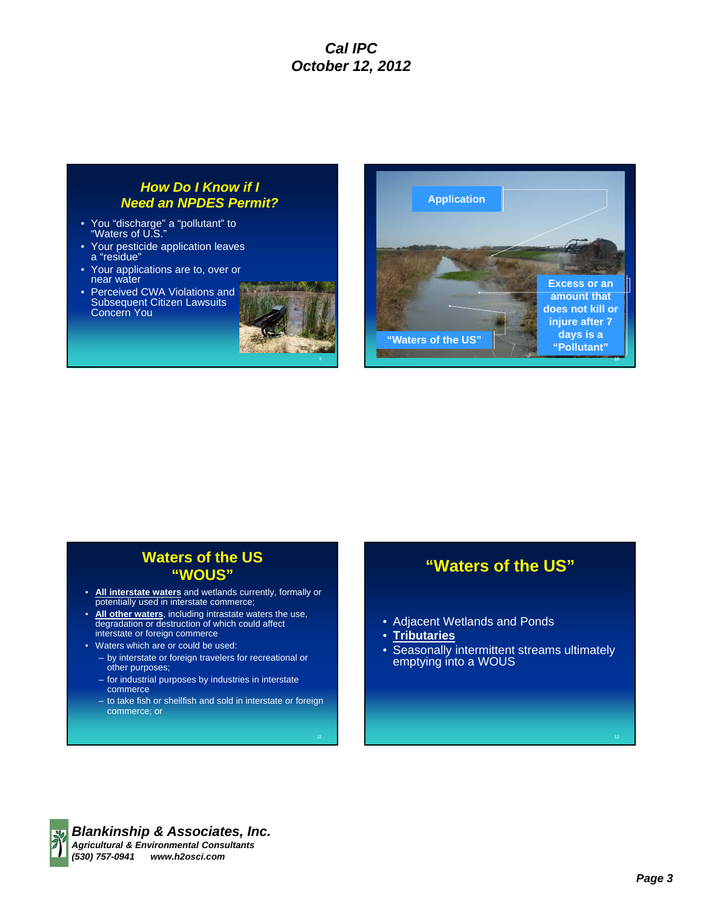## How Do I Know if I Need an NPDES Permit?

- You "discharge" a "pollutant" to "Waters of U.S."
- Your pesticide application leaves a "residue"
- Your applications are to, over or near water
- Perceived CWA Violations and Subsequent Citizen Lawsuits Concern You

Application

"Waters of the US"

Excess or an amount that does not kill or injure after 7 days is a "Pollutant"

## Waters of the US "WOUS"

- **All interstate waters** and wetlands currently, formally or potentially used in interstate commerce;
- **All other waters**, including intrastate waters the use, degradation or destruction of which could affect interstate or foreign commerce
- Waters which are or could be used:
  - by interstate or foreign travelers for recreational or other purposes;
  - for industrial purposes by industries in interstate commerce
  - to take fish or shellfish and sold in interstate or foreign commerce; or

## "Waters of the US"

- Adjacent Wetlands and Ponds
- **Tributaries**
- Seasonally intermittent streams ultimately emptying into a WOUS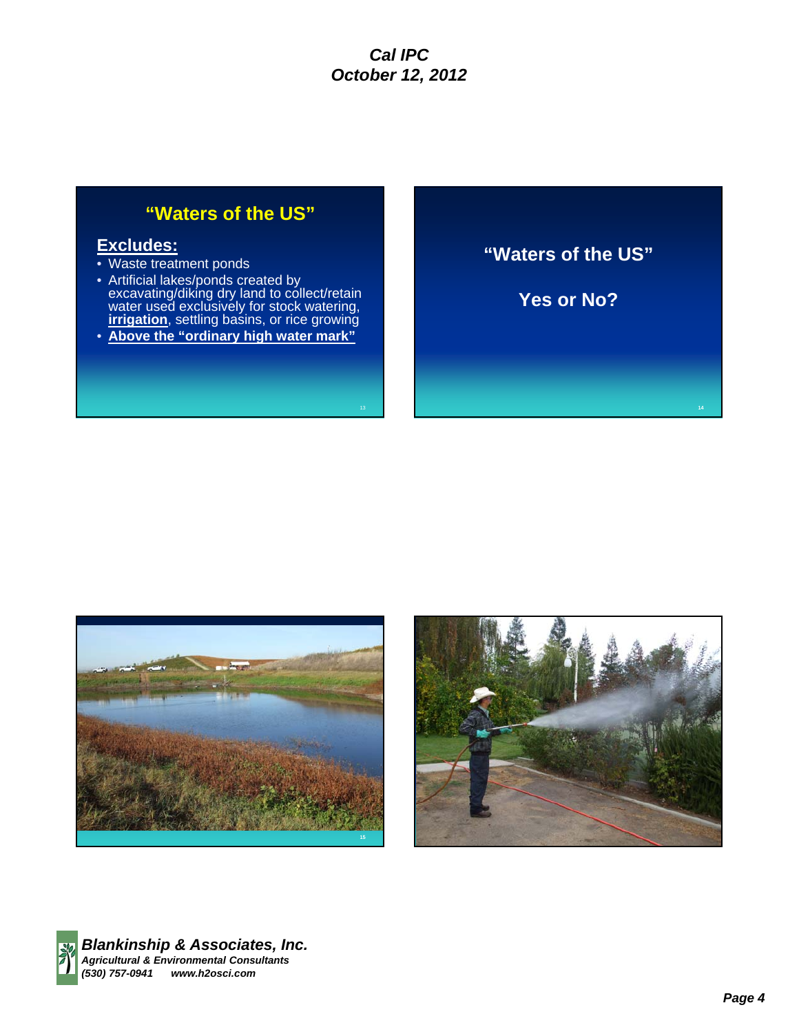## "Waters of the US"

**Excludes:**

- Waste treatment ponds
- Artificial lakes/ponds created by excavating/diking dry land to collect/retain water used exclusively for stock watering, **irrigation**, settling basins, or rice growing
- **Above the "ordinary high water mark"**

## "Waters of the US"

**Yes or No?**

***Blankinship & Associates, Inc.***
***Agricultural & Environmental Consultants***
***(530) 757-0941 www.h2osci.com***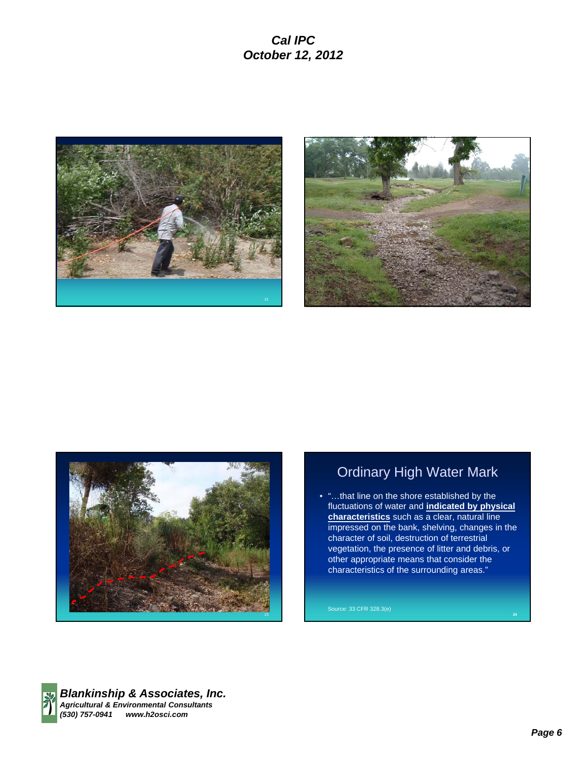## Ordinary High Water Mark

- "…that line on the shore established by the fluctuations of water and **indicated by physical characteristics** such as a clear, natural line impressed on the bank, shelving, changes in the character of soil, destruction of terrestrial vegetation, the presence of litter and debris, or other appropriate means that consider the characteristics of the surrounding areas."

Source: 33 CFR 328.3(e)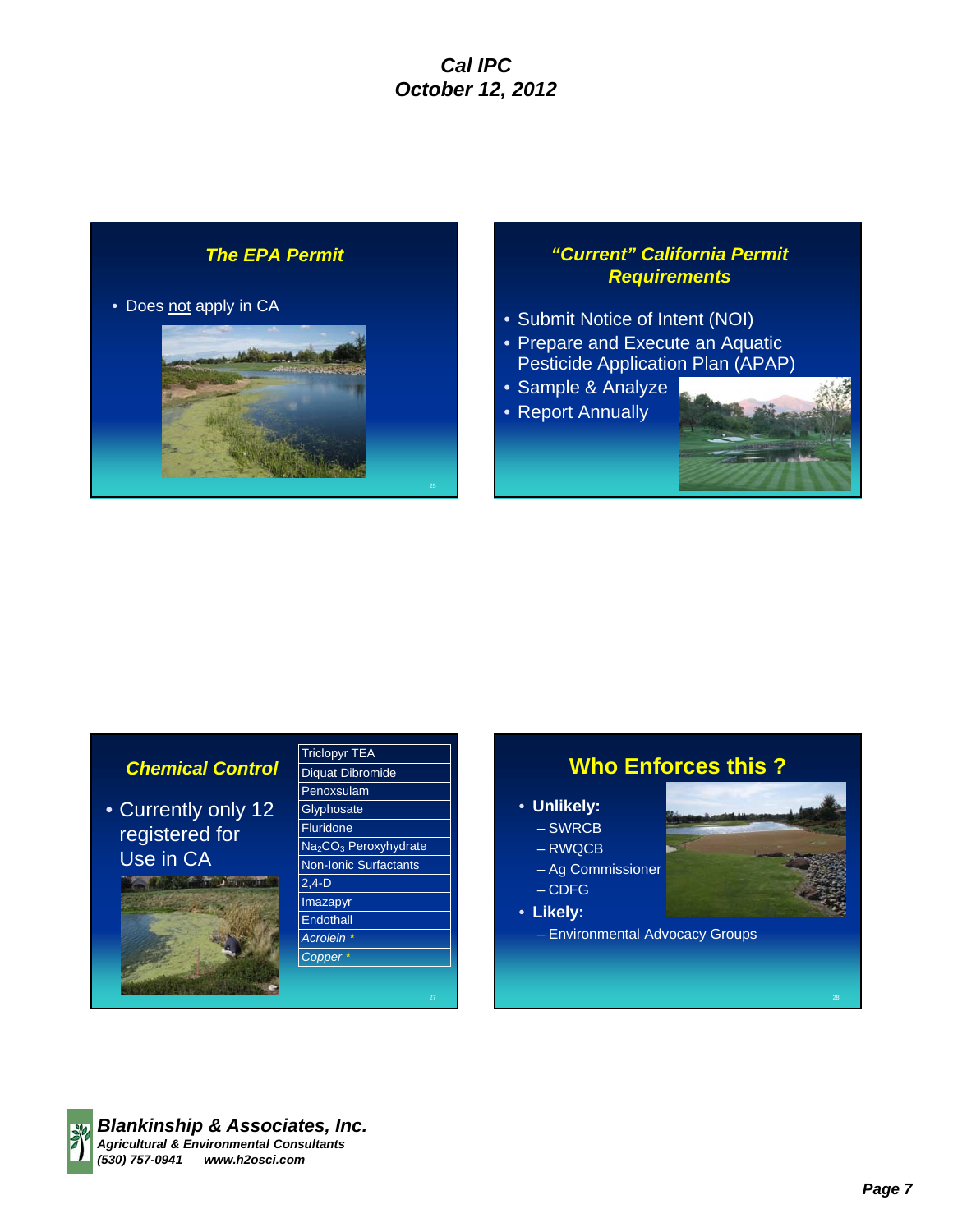## The EPA Permit

- Does not apply in CA

## "Current" California Permit Requirements

- Submit Notice of Intent (NOI)
- Prepare and Execute an Aquatic Pesticide Application Plan (APAP)
- Sample & Analyze
- Report Annually

## Chemical Control

- Currently only 12 registered for Use in CA

| |
|---|
| Triclopyr TEA |
| Diquat Dibromide |
| Penoxsulam |
| Glyphosate |
| Fluridone |
| $Na_2CO_3$ Peroxyhydrate |
| Non-Ionic Surfactants |
| 2,4-D |
| Imazapyr |
| Endothall |
| *Acrolein* * |
| *Copper* * |

## Who Enforces this ?

- **Unlikely:**
  - SWRCB
  - RWQCB
  - Ag Commissioner
  - CDFG
- **Likely:**
  - Environmental Advocacy Groups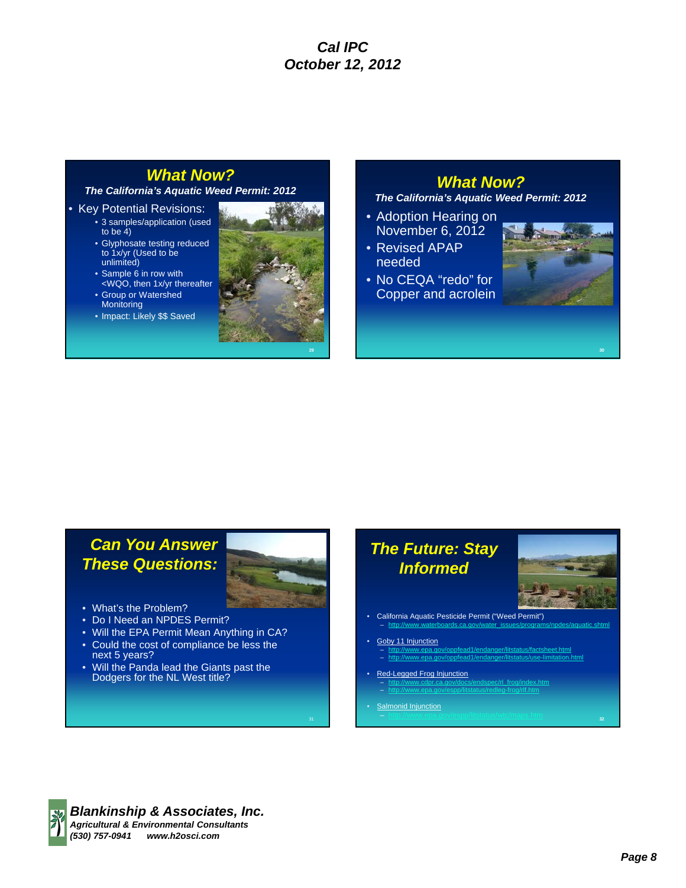## What Now?

*The California's Aquatic Weed Permit: 2012*

- Key Potential Revisions:
  - 3 samples/application (used to be 4)
  - Glyphosate testing reduced to 1x/yr (Used to be unlimited)
  - Sample 6 in row with <WQO, then 1x/yr thereafter
  - Group or Watershed Monitoring
  - Impact: Likely $$ Saved

## What Now?

*The California's Aquatic Weed Permit: 2012*

- Adoption Hearing on November 6, 2012
- Revised APAP needed
- No CEQA "redo" for Copper and acrolein

## Can You Answer These Questions:

- What's the Problem?
- Do I Need an NPDES Permit?
- Will the EPA Permit Mean Anything in CA?
- Could the cost of compliance be less the next 5 years?
- Will the Panda lead the Giants past the Dodgers for the NL West title?

## The Future: Stay Informed

- California Aquatic Pesticide Permit ("Weed Permit")
  - http://www.waterboards.ca.gov/water_issues/programs/npdes/aquatic.shtml
- Goby 11 Injunction
  - http://www.epa.gov/oppfead1/endanger/litstatus/factsheet.html
  - http://www.epa.gov/oppfead1/endanger/litstatus/use-limitation.html
- Red-Legged Frog Injunction
  - http://www.cdpr.ca.gov/docs/endspec/rl_frog/index.htm
  - http://www.epa.gov/espp/litstatus/redleg-frog/rlf.htm
- Salmonid Injunction
  - http://www.epa.gov/espp/litstatus/wtc/maps.htm

**Blankinship & Associates, Inc.**
*Agricultural & Environmental Consultants*
*(530) 757-0941 www.h2osci.com*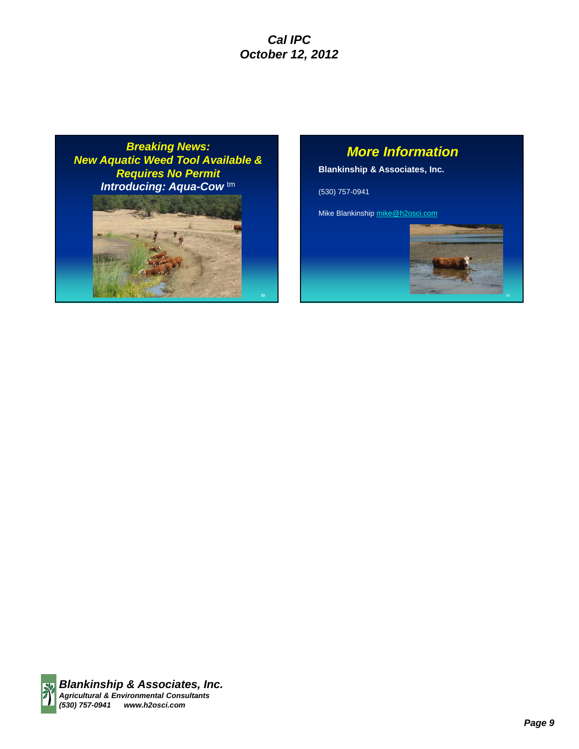## Breaking News: New Aquatic Weed Tool Available & Requires No Permit

**Introducing: Aqua-Cow** tm

## More Information

**Blankinship & Associates, Inc.**

(530) 757-0941

Mike Blankinship mike@h2osci.com